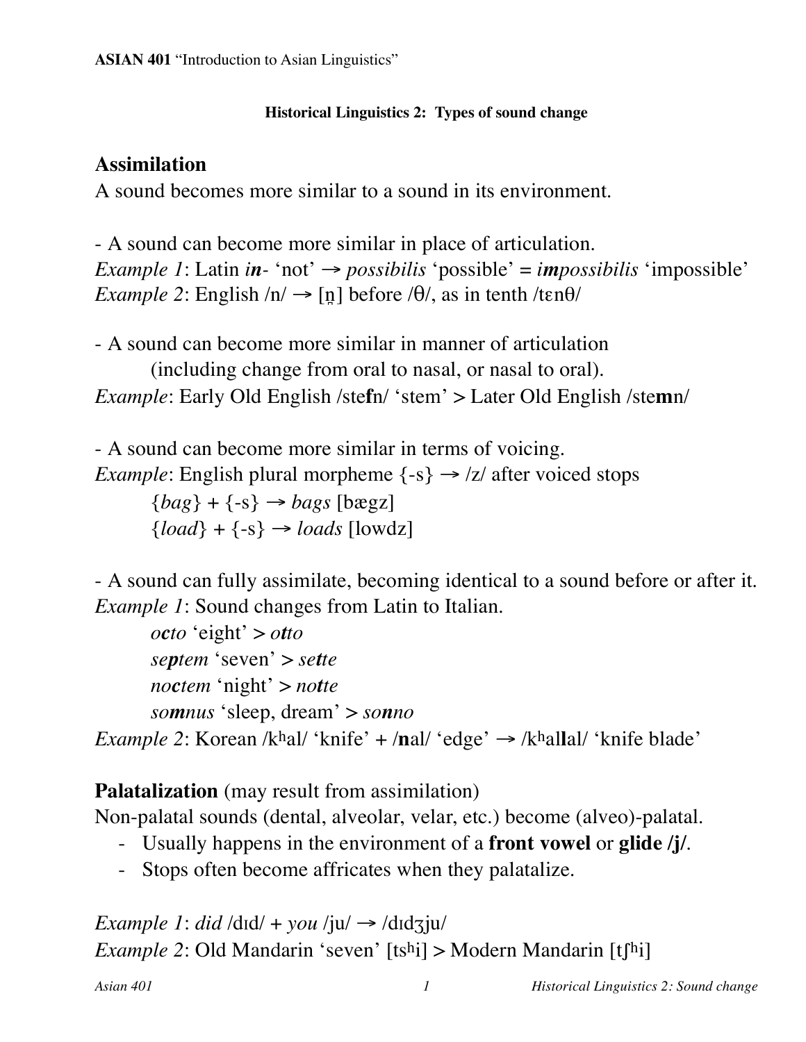**ASIAN 401** "Introduction to Asian Linguistics"

### Historical Linguistics 2: Types of sound change

## Assimilation

A sound becomes more similar to a sound in its environment.

- A sound can become more similar in place of articulation.

*Example 1*: Latin ***in***- 'not' → *possibilis* 'possible' = ***im****possibilis* 'impossible'
*Example 2*: English /n/ → [n̪] before /θ/, as in tenth /tɛnθ/

- A sound can become more similar in manner of articulation
  (including change from oral to nasal, or nasal to oral).

*Example*: Early Old English /ste**f**n/ 'stem' > Later Old English /ste**m**n/

- A sound can become more similar in terms of voicing.

*Example*: English plural morpheme {-s} → /z/ after voiced stops

    {*bag*} + {-s} → *bags* [bægz]
    {*load*} + {-s} → *loads* [lowdz]

- A sound can fully assimilate, becoming identical to a sound before or after it.

*Example 1*: Sound changes from Latin to Italian.

    *o**c**to* 'eight' > *o**t**to*
    *se**p**tem* 'seven' > *se**t**te*
    *no**c**tem* 'night' > *no**t**te*
    *so**m**nus* 'sleep, dream' > *so**n**no*

*Example 2*: Korean /kʰal/ 'knife' + /**n**al/ 'edge' → /kʰal**l**al/ 'knife blade'

## Palatalization (may result from assimilation)

Non-palatal sounds (dental, alveolar, velar, etc.) become (alveo)-palatal.

- Usually happens in the environment of a **front vowel** or **glide /j/**.
- Stops often become affricates when they palatalize.

*Example 1*: *did* /dɪd/ + *you* /ju/ → /dɪdʒju/
*Example 2*: Old Mandarin 'seven' [tsʰi] > Modern Mandarin [tʃʰi]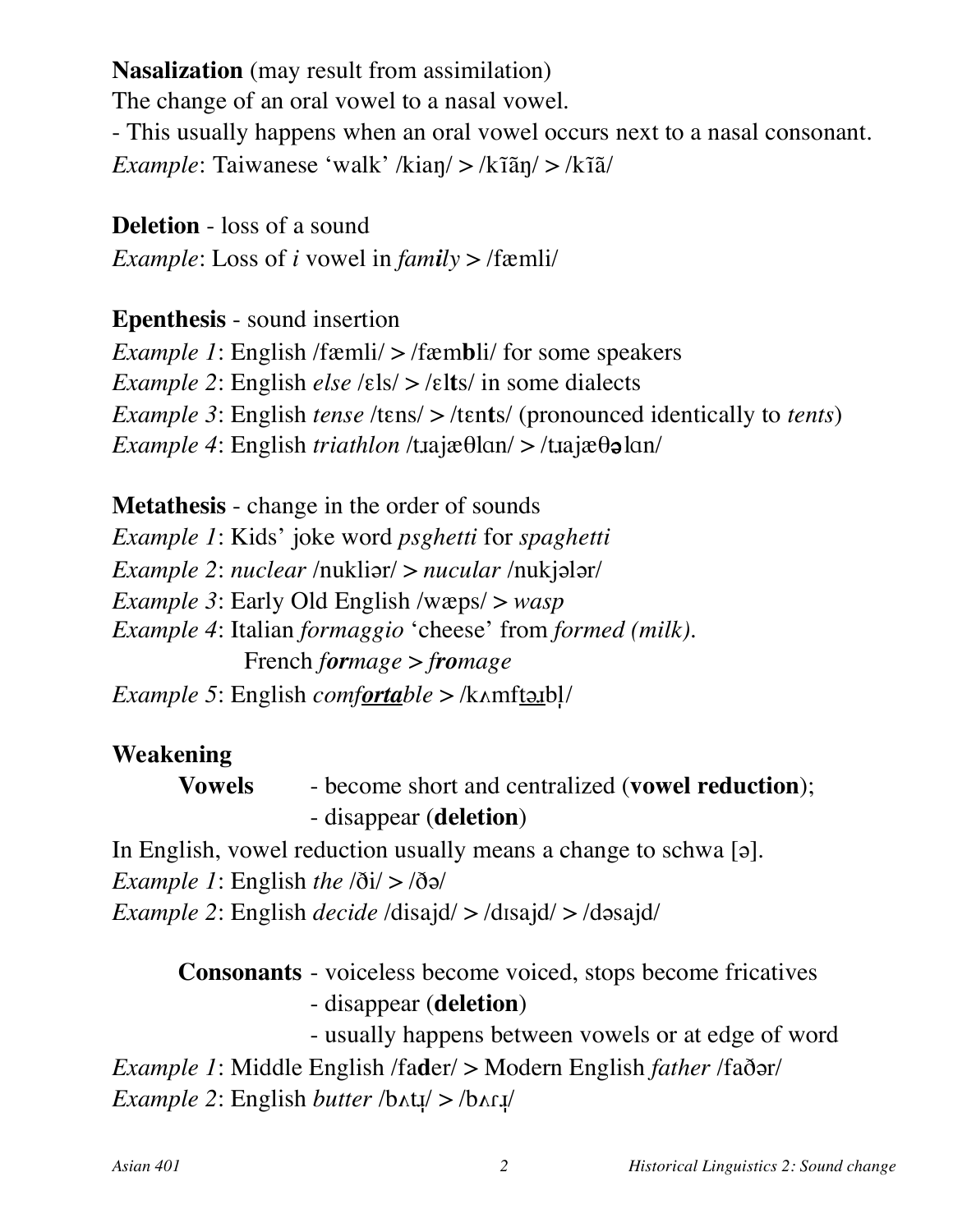**Nasalization** (may result from assimilation)

The change of an oral vowel to a nasal vowel.

- This usually happens when an oral vowel occurs next to a nasal consonant.

*Example*: Taiwanese ‘walk’ /kiaŋ/ > /kĩãŋ/ > /kĩã/

**Deletion** - loss of a sound

*Example*: Loss of *i* vowel in *fam**i**ly* > /fæmli/

**Epenthesis** - sound insertion

*Example 1*: English /fæmli/ > /fæm**b**li/ for some speakers

*Example 2*: English *else* /ɛls/ > /ɛl**t**s/ in some dialects

*Example 3*: English *tense* /tɛns/ > /tɛn**t**s/ (pronounced identically to *tents*)

*Example 4*: English *triathlon* /tɹajæθlɑn/ > /tɹajæθ**ə**lɑn/

**Metathesis** - change in the order of sounds

*Example 1*: Kids’ joke word *psghetti* for *spaghetti*

*Example 2*: *nuclear* /nukliər/ > *nucular* /nukjələr/

*Example 3*: Early Old English /wæps/ > *wasp*

*Example 4*: Italian *formaggio* ‘cheese’ from *formed (milk)*.
French ***for**mage* > ***fro**mage*

*Example 5*: English *comf**<u>orta</u>**ble* > /kʌmf<u>təɹ</u>bl̩/

**Weakening**

**Vowels** - become short and centralized (**vowel reduction**);
- disappear (**deletion**)

In English, vowel reduction usually means a change to schwa [ə].

*Example 1*: English *the* /ði/ > /ðə/

*Example 2*: English *decide* /disajd/ > /dɪsajd/ > /dəsajd/

**Consonants** - voiceless become voiced, stops become fricatives
- disappear (**deletion**)
- usually happens between vowels or at edge of word

*Example 1*: Middle English /fa**d**er/ > Modern English *father* /faðər/

*Example 2*: English *butter* /bʌtɹ̩/ > /bʌɾɹ̩/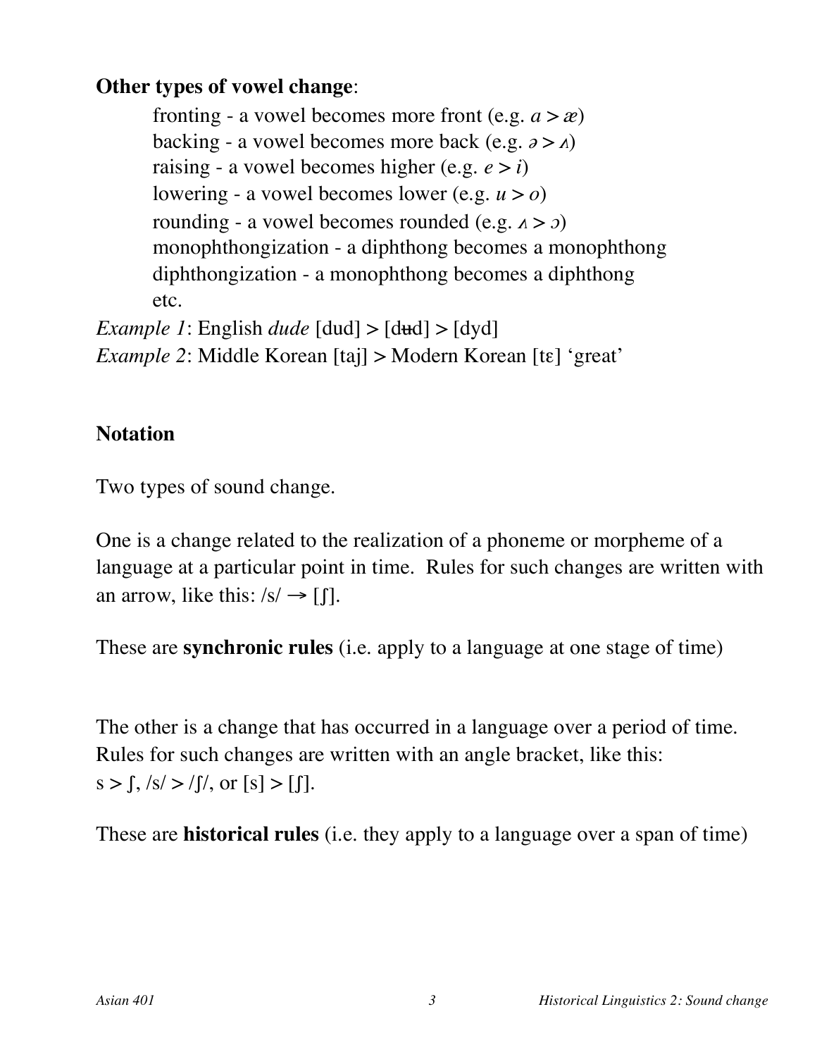**Other types of vowel change**:

fronting - a vowel becomes more front (e.g. *a* > *æ*)
backing - a vowel becomes more back (e.g. *ə* > *ʌ*)
raising - a vowel becomes higher (e.g. *e* > *i*)
lowering - a vowel becomes lower (e.g. *u* > *o*)
rounding - a vowel becomes rounded (e.g. *ʌ* > *ɔ*)
monophthongization - a diphthong becomes a monophthong
diphthongization - a monophthong becomes a diphthong
etc.

*Example 1*: English *dude* [dud] > [dʉd] > [dyd]
*Example 2*: Middle Korean [taj] > Modern Korean [tɛ] 'great'

## Notation

Two types of sound change.

One is a change related to the realization of a phoneme or morpheme of a language at a particular point in time. Rules for such changes are written with an arrow, like this: /s/ → [ʃ].

These are **synchronic rules** (i.e. apply to a language at one stage of time)

The other is a change that has occurred in a language over a period of time. Rules for such changes are written with an angle bracket, like this: s > ʃ, /s/ > /ʃ/, or [s] > [ʃ].

These are **historical rules** (i.e. they apply to a language over a span of time)